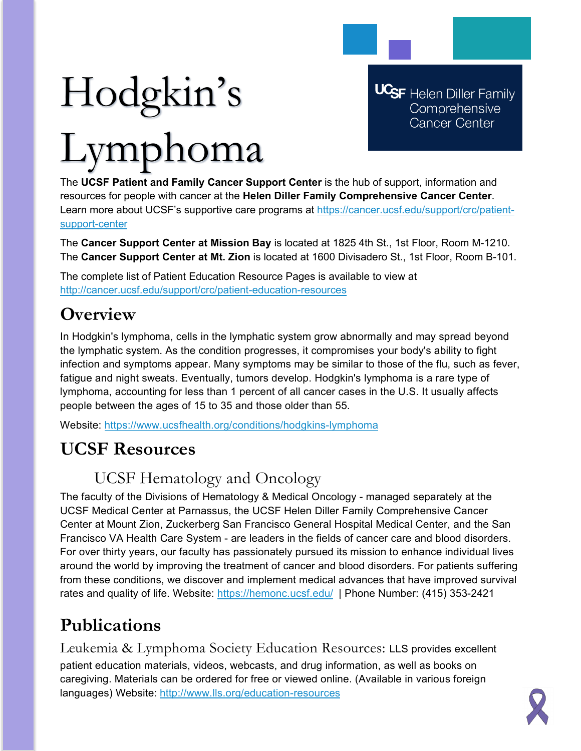# Hodgkin's Lymphoma

UCSF Helen Diller Family Comprehensive Cancer Center

The **UCSF Patient and Family Cancer Support Center** is the hub of support, information and resources for people with cancer at the **Helen Diller Family Comprehensive Cancer Center**. Learn more about UCSF's supportive care programs at https://cancer.ucsf.edu/support/crc/patient-support-center

The **Cancer Support Center at Mission Bay** is located at 1825 4th St., 1st Floor, Room M-1210. The **Cancer Support Center at Mt. Zion** is located at 1600 Divisadero St., 1st Floor, Room B-101.

The complete list of Patient Education Resource Pages is available to view at http://cancer.ucsf.edu/support/crc/patient-education-resources

## Overview

In Hodgkin's lymphoma, cells in the lymphatic system grow abnormally and may spread beyond the lymphatic system. As the condition progresses, it compromises your body's ability to fight infection and symptoms appear. Many symptoms may be similar to those of the flu, such as fever, fatigue and night sweats. Eventually, tumors develop. Hodgkin's lymphoma is a rare type of lymphoma, accounting for less than 1 percent of all cancer cases in the U.S. It usually affects people between the ages of 15 to 35 and those older than 55.

Website: https://www.ucsfhealth.org/conditions/hodgkins-lymphoma

## UCSF Resources

### UCSF Hematology and Oncology

The faculty of the Divisions of Hematology & Medical Oncology - managed separately at the UCSF Medical Center at Parnassus, the UCSF Helen Diller Family Comprehensive Cancer Center at Mount Zion, Zuckerberg San Francisco General Hospital Medical Center, and the San Francisco VA Health Care System - are leaders in the fields of cancer care and blood disorders. For over thirty years, our faculty has passionately pursued its mission to enhance individual lives around the world by improving the treatment of cancer and blood disorders. For patients suffering from these conditions, we discover and implement medical advances that have improved survival rates and quality of life. Website: https://hemonc.ucsf.edu/ | Phone Number: (415) 353-2421

## Publications

Leukemia & Lymphoma Society Education Resources: LLS provides excellent patient education materials, videos, webcasts, and drug information, as well as books on caregiving. Materials can be ordered for free or viewed online. (Available in various foreign languages) Website: http://www.lls.org/education-resources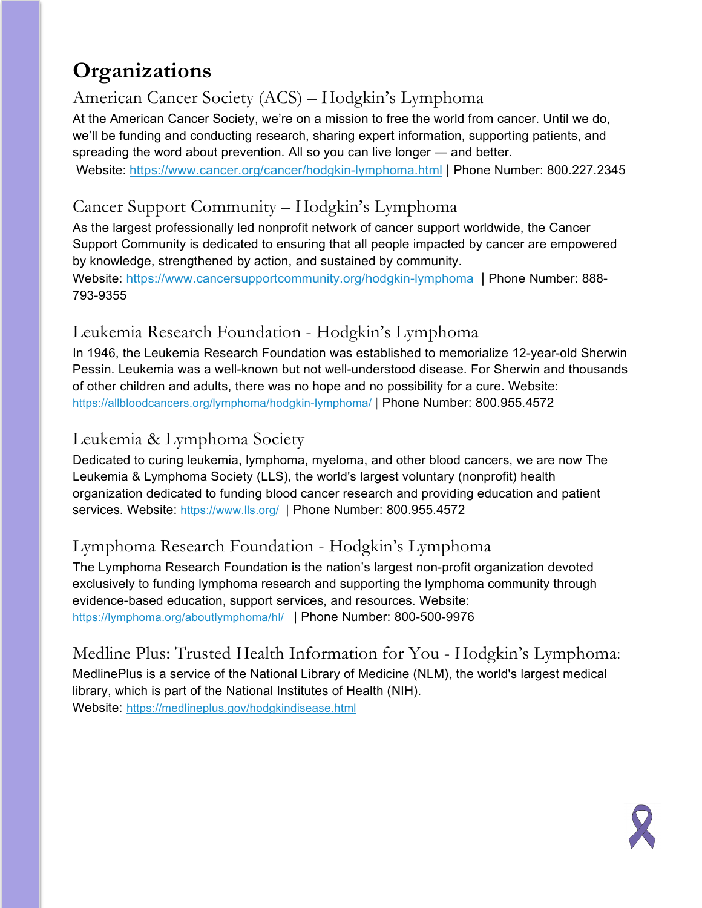# Organizations

## American Cancer Society (ACS) – Hodgkin's Lymphoma

At the American Cancer Society, we're on a mission to free the world from cancer. Until we do, we'll be funding and conducting research, sharing expert information, supporting patients, and spreading the word about prevention. All so you can live longer — and better.

Website: https://www.cancer.org/cancer/hodgkin-lymphoma.html | Phone Number: 800.227.2345

## Cancer Support Community – Hodgkin's Lymphoma

As the largest professionally led nonprofit network of cancer support worldwide, the Cancer Support Community is dedicated to ensuring that all people impacted by cancer are empowered by knowledge, strengthened by action, and sustained by community.

Website: https://www.cancersupportcommunity.org/hodgkin-lymphoma | Phone Number: 888-793-9355

## Leukemia Research Foundation - Hodgkin's Lymphoma

In 1946, the Leukemia Research Foundation was established to memorialize 12-year-old Sherwin Pessin. Leukemia was a well-known but not well-understood disease. For Sherwin and thousands of other children and adults, there was no hope and no possibility for a cure. Website: https://allbloodcancers.org/lymphoma/hodgkin-lymphoma/ | Phone Number: 800.955.4572

## Leukemia & Lymphoma Society

Dedicated to curing leukemia, lymphoma, myeloma, and other blood cancers, we are now The Leukemia & Lymphoma Society (LLS), the world's largest voluntary (nonprofit) health organization dedicated to funding blood cancer research and providing education and patient services. Website: https://www.lls.org/ | Phone Number: 800.955.4572

## Lymphoma Research Foundation - Hodgkin's Lymphoma

The Lymphoma Research Foundation is the nation's largest non-profit organization devoted exclusively to funding lymphoma research and supporting the lymphoma community through evidence-based education, support services, and resources. Website: https://lymphoma.org/aboutlymphoma/hl/ | Phone Number: 800-500-9976

## Medline Plus: Trusted Health Information for You - Hodgkin's Lymphoma:

MedlinePlus is a service of the National Library of Medicine (NLM), the world's largest medical library, which is part of the National Institutes of Health (NIH).

Website: https://medlineplus.gov/hodgkindisease.html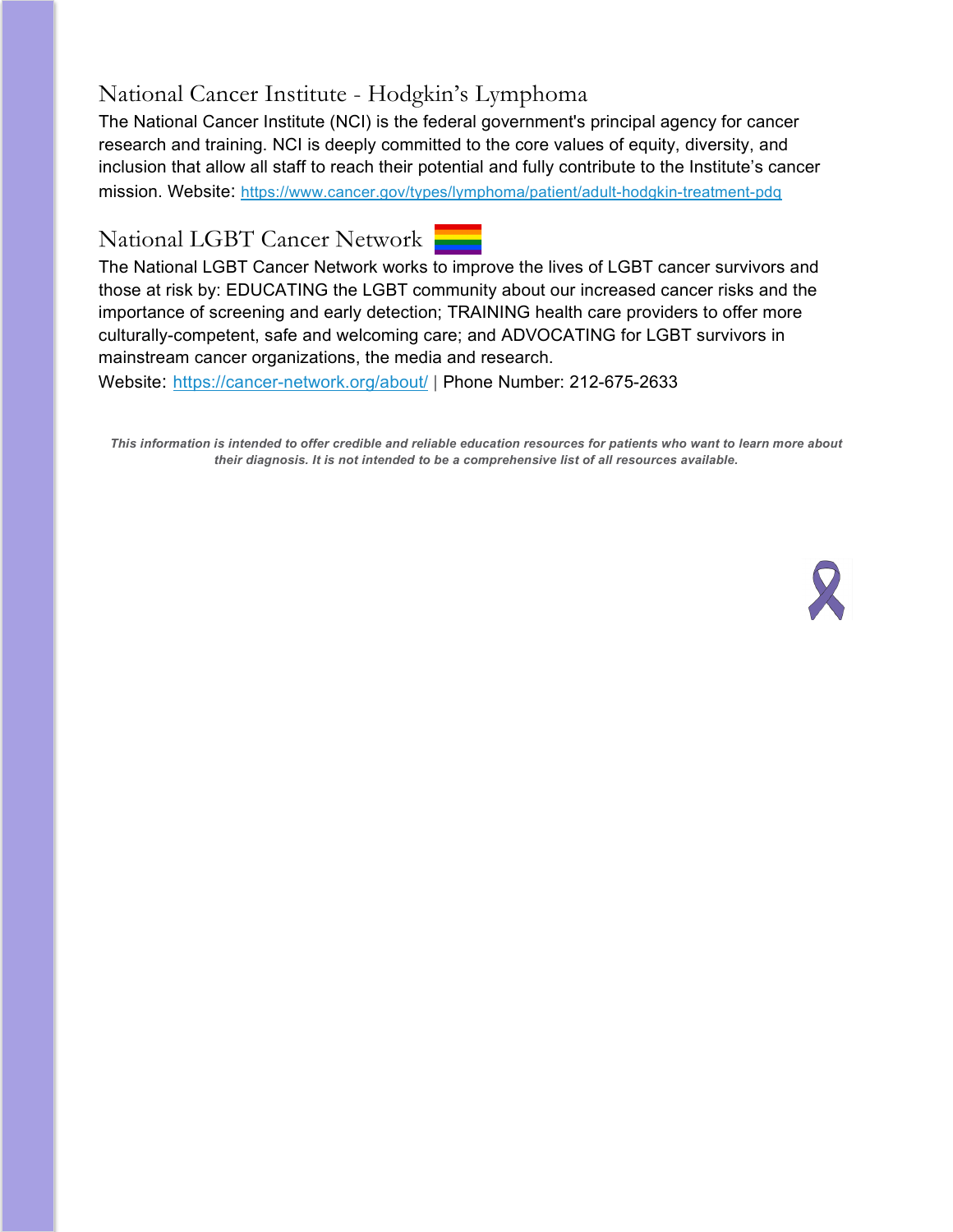## National Cancer Institute - Hodgkin's Lymphoma

The National Cancer Institute (NCI) is the federal government's principal agency for cancer research and training. NCI is deeply committed to the core values of equity, diversity, and inclusion that allow all staff to reach their potential and fully contribute to the Institute's cancer mission. Website: https://www.cancer.gov/types/lymphoma/patient/adult-hodgkin-treatment-pdq

## National LGBT Cancer Network

The National LGBT Cancer Network works to improve the lives of LGBT cancer survivors and those at risk by: EDUCATING the LGBT community about our increased cancer risks and the importance of screening and early detection; TRAINING health care providers to offer more culturally-competent, safe and welcoming care; and ADVOCATING for LGBT survivors in mainstream cancer organizations, the media and research.

Website: https://cancer-network.org/about/ | Phone Number: 212-675-2633

***This information is intended to offer credible and reliable education resources for patients who want to learn more about their diagnosis. It is not intended to be a comprehensive list of all resources available.***